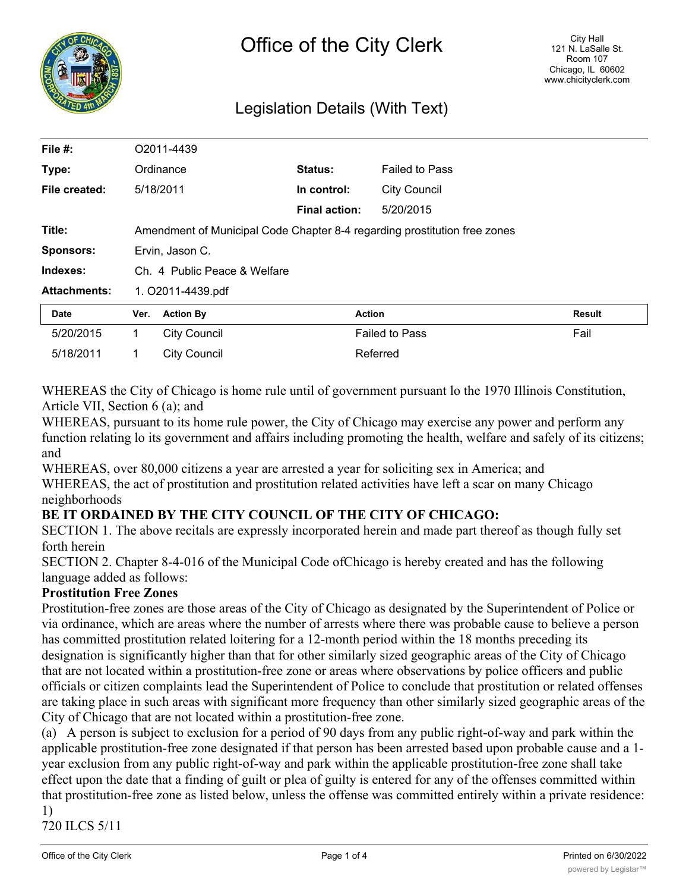# Office of the City Clerk

City Hall
121 N. LaSalle St.
Room 107
Chicago, IL 60602
www.chicityclerk.com

## Legislation Details (With Text)

| | | | |
|---|---|---|---|
| **File #:** | O2011-4439 | | |
| **Type:** | Ordinance | **Status:** | Failed to Pass |
| **File created:** | 5/18/2011 | **In control:** | City Council |
| | | **Final action:** | 5/20/2015 |
| **Title:** | Amendment of Municipal Code Chapter 8-4 regarding prostitution free zones | | |
| **Sponsors:** | Ervin, Jason C. | | |
| **Indexes:** | Ch. 4 Public Peace & Welfare | | |
| **Attachments:** | 1. O2011-4439.pdf | | |

| Date | Ver. | Action By | Action | Result |
|---|---|---|---|---|
| 5/20/2015 | 1 | City Council | Failed to Pass | Fail |
| 5/18/2011 | 1 | City Council | Referred | |

WHEREAS the City of Chicago is home rule until of government pursuant lo the 1970 Illinois Constitution, Article VII, Section 6 (a); and

WHEREAS, pursuant to its home rule power, the City of Chicago may exercise any power and perform any function relating lo its government and affairs including promoting the health, welfare and safely of its citizens; and

WHEREAS, over 80,000 citizens a year are arrested a year for soliciting sex in America; and

WHEREAS, the act of prostitution and prostitution related activities have left a scar on many Chicago neighborhoods

**BE IT ORDAINED BY THE CITY COUNCIL OF THE CITY OF CHICAGO:**

SECTION 1. The above recitals are expressly incorporated herein and made part thereof as though fully set forth herein

SECTION 2. Chapter 8-4-016 of the Municipal Code ofChicago is hereby created and has the following language added as follows:

**Prostitution Free Zones**

Prostitution-free zones are those areas of the City of Chicago as designated by the Superintendent of Police or via ordinance, which are areas where the number of arrests where there was probable cause to believe a person has committed prostitution related loitering for a 12-month period within the 18 months preceding its designation is significantly higher than that for other similarly sized geographic areas of the City of Chicago that are not located within a prostitution-free zone or areas where observations by police officers and public officials or citizen complaints lead the Superintendent of Police to conclude that prostitution or related offenses are taking place in such areas with significant more frequency than other similarly sized geographic areas of the City of Chicago that are not located within a prostitution-free zone.

(a) A person is subject to exclusion for a period of 90 days from any public right-of-way and park within the applicable prostitution-free zone designated if that person has been arrested based upon probable cause and a 1-year exclusion from any public right-of-way and park within the applicable prostitution-free zone shall take effect upon the date that a finding of guilt or plea of guilty is entered for any of the offenses committed within that prostitution-free zone as listed below, unless the offense was committed entirely within a private residence:

1)

720 ILCS 5/11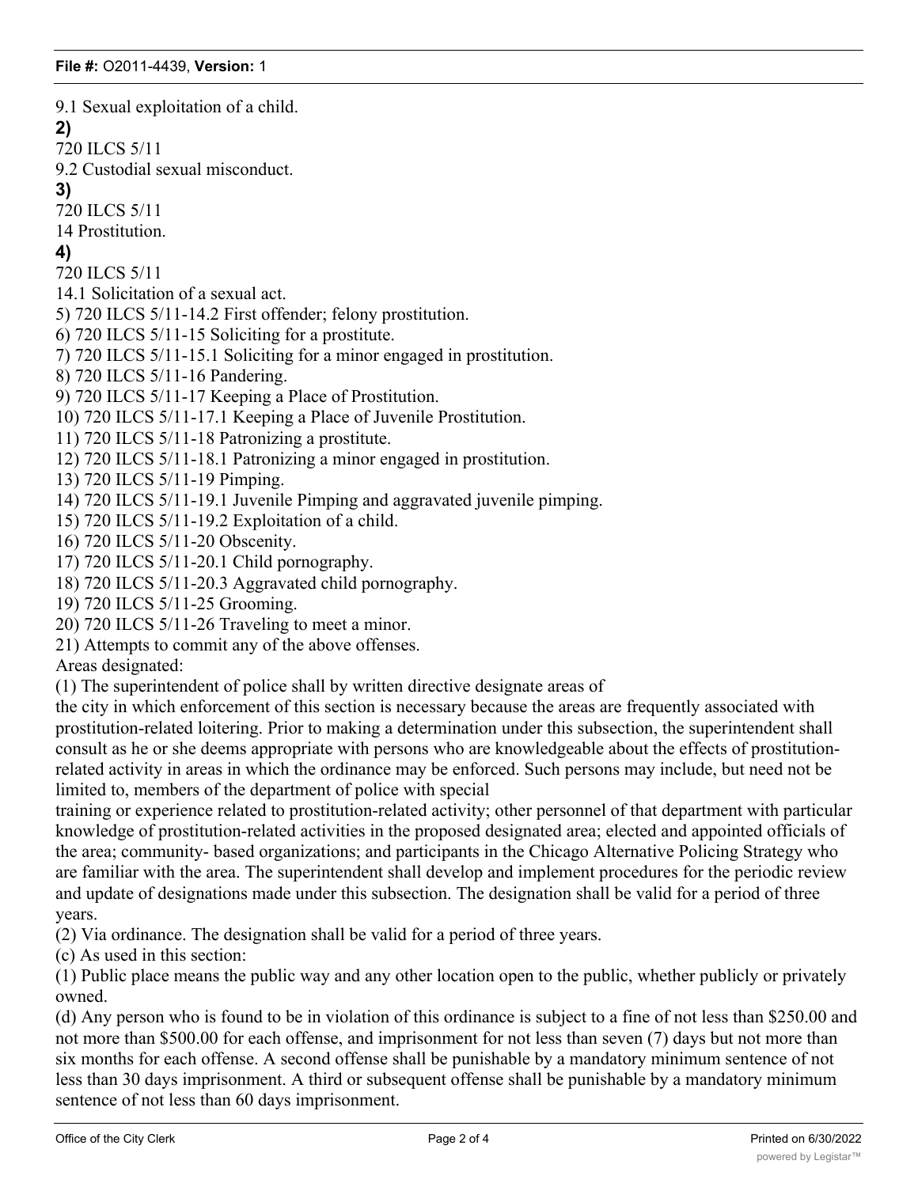9.1 Sexual exploitation of a child.

**2)**

720 ILCS 5/11

9.2 Custodial sexual misconduct.

**3)**

720 ILCS 5/11

14 Prostitution.

**4)**

720 ILCS 5/11

14.1 Solicitation of a sexual act.

5) 720 ILCS 5/11-14.2 First offender; felony prostitution.

6) 720 ILCS 5/11-15 Soliciting for a prostitute.

7) 720 ILCS 5/11-15.1 Soliciting for a minor engaged in prostitution.

8) 720 ILCS 5/11-16 Pandering.

9) 720 ILCS 5/11-17 Keeping a Place of Prostitution.

10) 720 ILCS 5/11-17.1 Keeping a Place of Juvenile Prostitution.

11) 720 ILCS 5/11-18 Patronizing a prostitute.

12) 720 ILCS 5/11-18.1 Patronizing a minor engaged in prostitution.

13) 720 ILCS 5/11-19 Pimping.

14) 720 ILCS 5/11-19.1 Juvenile Pimping and aggravated juvenile pimping.

15) 720 ILCS 5/11-19.2 Exploitation of a child.

16) 720 ILCS 5/11-20 Obscenity.

17) 720 ILCS 5/11-20.1 Child pornography.

18) 720 ILCS 5/11-20.3 Aggravated child pornography.

19) 720 ILCS 5/11-25 Grooming.

20) 720 ILCS 5/11-26 Traveling to meet a minor.

21) Attempts to commit any of the above offenses.

Areas designated:

(1) The superintendent of police shall by written directive designate areas of the city in which enforcement of this section is necessary because the areas are frequently associated with prostitution-related loitering. Prior to making a determination under this subsection, the superintendent shall consult as he or she deems appropriate with persons who are knowledgeable about the effects of prostitution-related activity in areas in which the ordinance may be enforced. Such persons may include, but need not be limited to, members of the department of police with special training or experience related to prostitution-related activity; other personnel of that department with particular knowledge of prostitution-related activities in the proposed designated area; elected and appointed officials of the area; community- based organizations; and participants in the Chicago Alternative Policing Strategy who are familiar with the area. The superintendent shall develop and implement procedures for the periodic review and update of designations made under this subsection. The designation shall be valid for a period of three years.

(2) Via ordinance. The designation shall be valid for a period of three years.

(c) As used in this section:

(1) Public place means the public way and any other location open to the public, whether publicly or privately owned.

(d) Any person who is found to be in violation of this ordinance is subject to a fine of not less than $250.00 and not more than $500.00 for each offense, and imprisonment for not less than seven (7) days but not more than six months for each offense. A second offense shall be punishable by a mandatory minimum sentence of not less than 30 days imprisonment. A third or subsequent offense shall be punishable by a mandatory minimum sentence of not less than 60 days imprisonment.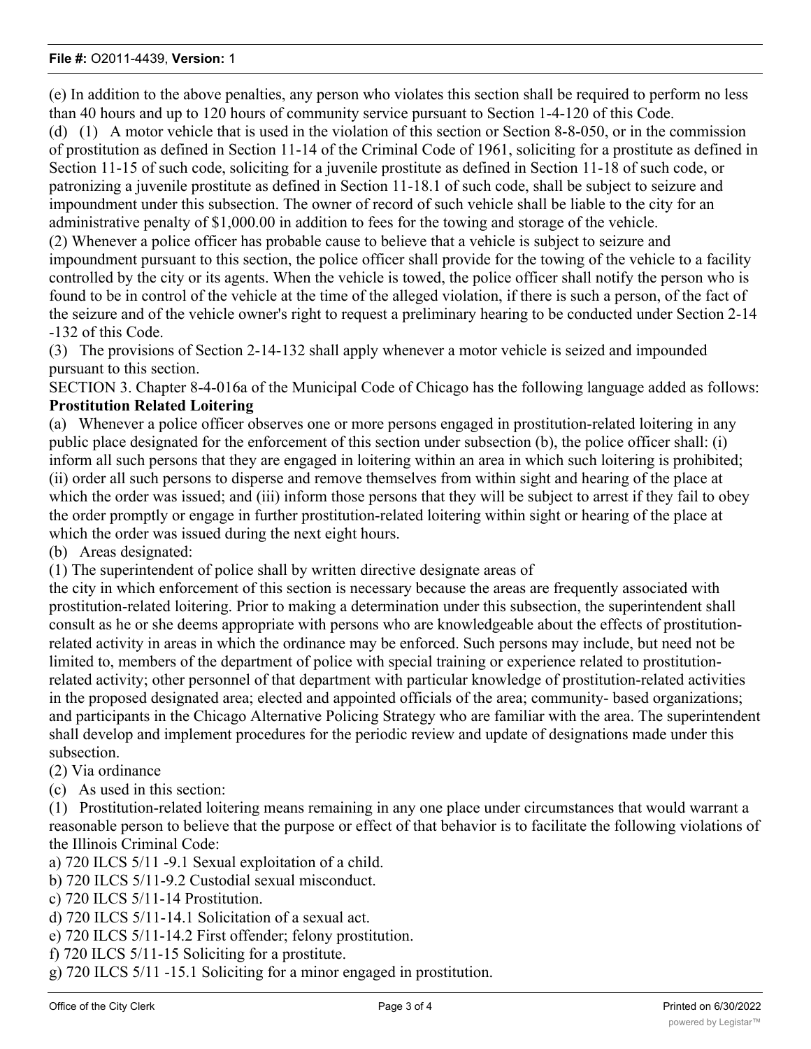(e) In addition to the above penalties, any person who violates this section shall be required to perform no less than 40 hours and up to 120 hours of community service pursuant to Section 1-4-120 of this Code.

(d) (1) A motor vehicle that is used in the violation of this section or Section 8-8-050, or in the commission of prostitution as defined in Section 11-14 of the Criminal Code of 1961, soliciting for a prostitute as defined in Section 11-15 of such code, soliciting for a juvenile prostitute as defined in Section 11-18 of such code, or patronizing a juvenile prostitute as defined in Section 11-18.1 of such code, shall be subject to seizure and impoundment under this subsection. The owner of record of such vehicle shall be liable to the city for an administrative penalty of $1,000.00 in addition to fees for the towing and storage of the vehicle.

(2) Whenever a police officer has probable cause to believe that a vehicle is subject to seizure and impoundment pursuant to this section, the police officer shall provide for the towing of the vehicle to a facility controlled by the city or its agents. When the vehicle is towed, the police officer shall notify the person who is found to be in control of the vehicle at the time of the alleged violation, if there is such a person, of the fact of the seizure and of the vehicle owner's right to request a preliminary hearing to be conducted under Section 2-14-132 of this Code.

(3) The provisions of Section 2-14-132 shall apply whenever a motor vehicle is seized and impounded pursuant to this section.

SECTION 3. Chapter 8-4-016a of the Municipal Code of Chicago has the following language added as follows:

**Prostitution Related Loitering**

(a) Whenever a police officer observes one or more persons engaged in prostitution-related loitering in any public place designated for the enforcement of this section under subsection (b), the police officer shall: (i) inform all such persons that they are engaged in loitering within an area in which such loitering is prohibited; (ii) order all such persons to disperse and remove themselves from within sight and hearing of the place at which the order was issued; and (iii) inform those persons that they will be subject to arrest if they fail to obey the order promptly or engage in further prostitution-related loitering within sight or hearing of the place at which the order was issued during the next eight hours.

(b) Areas designated:

(1) The superintendent of police shall by written directive designate areas of the city in which enforcement of this section is necessary because the areas are frequently associated with prostitution-related loitering. Prior to making a determination under this subsection, the superintendent shall consult as he or she deems appropriate with persons who are knowledgeable about the effects of prostitution-related activity in areas in which the ordinance may be enforced. Such persons may include, but need not be limited to, members of the department of police with special training or experience related to prostitution-related activity; other personnel of that department with particular knowledge of prostitution-related activities in the proposed designated area; elected and appointed officials of the area; community- based organizations; and participants in the Chicago Alternative Policing Strategy who are familiar with the area. The superintendent shall develop and implement procedures for the periodic review and update of designations made under this subsection.

(2) Via ordinance

(c) As used in this section:

(1) Prostitution-related loitering means remaining in any one place under circumstances that would warrant a reasonable person to believe that the purpose or effect of that behavior is to facilitate the following violations of the Illinois Criminal Code:

a) 720 ILCS 5/11 -9.1 Sexual exploitation of a child.

b) 720 ILCS 5/11-9.2 Custodial sexual misconduct.

c) 720 ILCS 5/11-14 Prostitution.

d) 720 ILCS 5/11-14.1 Solicitation of a sexual act.

e) 720 ILCS 5/11-14.2 First offender; felony prostitution.

f) 720 ILCS 5/11-15 Soliciting for a prostitute.

g) 720 ILCS 5/11 -15.1 Soliciting for a minor engaged in prostitution.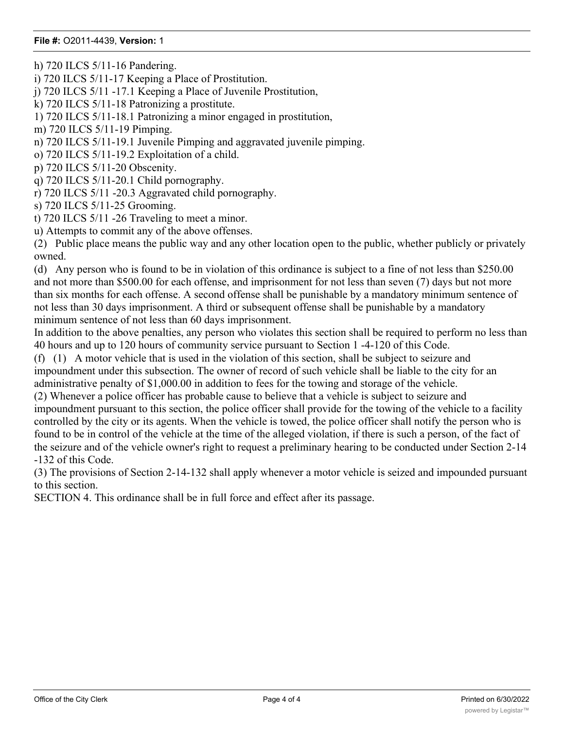h) 720 ILCS 5/11-16 Pandering.

i) 720 ILCS 5/11-17 Keeping a Place of Prostitution.

j) 720 ILCS 5/11 -17.1 Keeping a Place of Juvenile Prostitution,

k) 720 ILCS 5/11-18 Patronizing a prostitute.

1) 720 ILCS 5/11-18.1 Patronizing a minor engaged in prostitution,

m) 720 ILCS 5/11-19 Pimping.

n) 720 ILCS 5/11-19.1 Juvenile Pimping and aggravated juvenile pimping.

o) 720 ILCS 5/11-19.2 Exploitation of a child.

p) 720 ILCS 5/11-20 Obscenity.

q) 720 ILCS 5/11-20.1 Child pornography.

r) 720 ILCS 5/11 -20.3 Aggravated child pornography.

s) 720 ILCS 5/11-25 Grooming.

t) 720 ILCS 5/11 -26 Traveling to meet a minor.

u) Attempts to commit any of the above offenses.

(2) Public place means the public way and any other location open to the public, whether publicly or privately owned.

(d) Any person who is found to be in violation of this ordinance is subject to a fine of not less than $250.00 and not more than $500.00 for each offense, and imprisonment for not less than seven (7) days but not more than six months for each offense. A second offense shall be punishable by a mandatory minimum sentence of not less than 30 days imprisonment. A third or subsequent offense shall be punishable by a mandatory minimum sentence of not less than 60 days imprisonment.

In addition to the above penalties, any person who violates this section shall be required to perform no less than 40 hours and up to 120 hours of community service pursuant to Section 1 -4-120 of this Code.

(f) (1) A motor vehicle that is used in the violation of this section, shall be subject to seizure and impoundment under this subsection. The owner of record of such vehicle shall be liable to the city for an administrative penalty of $1,000.00 in addition to fees for the towing and storage of the vehicle.

(2) Whenever a police officer has probable cause to believe that a vehicle is subject to seizure and impoundment pursuant to this section, the police officer shall provide for the towing of the vehicle to a facility controlled by the city or its agents. When the vehicle is towed, the police officer shall notify the person who is found to be in control of the vehicle at the time of the alleged violation, if there is such a person, of the fact of the seizure and of the vehicle owner's right to request a preliminary hearing to be conducted under Section 2-14 -132 of this Code.

(3) The provisions of Section 2-14-132 shall apply whenever a motor vehicle is seized and impounded pursuant to this section.

SECTION 4. This ordinance shall be in full force and effect after its passage.